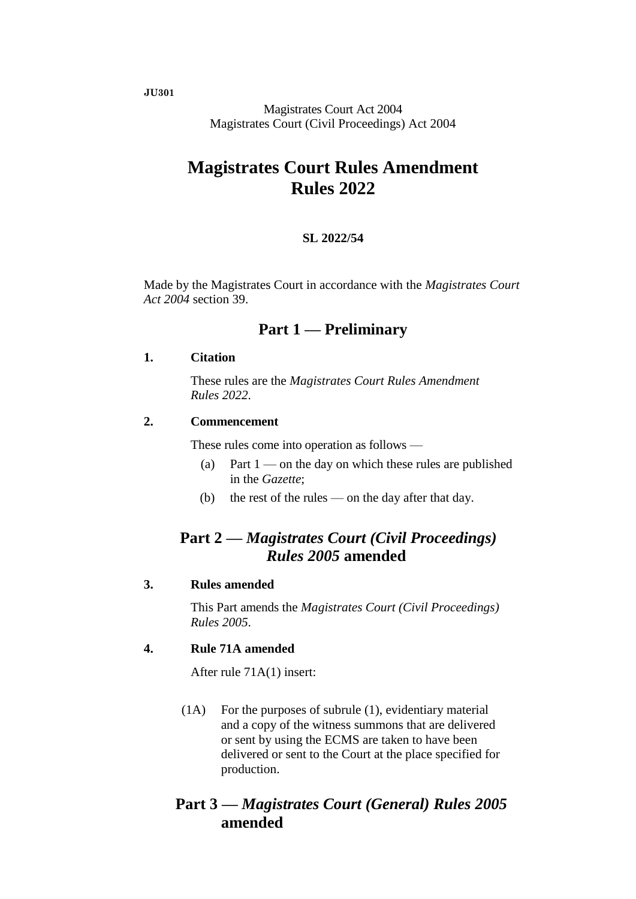**JU301**

Magistrates Court Act 2004
Magistrates Court (Civil Proceedings) Act 2004

# Magistrates Court Rules Amendment Rules 2022

**SL 2022/54**

Made by the Magistrates Court in accordance with the *Magistrates Court Act 2004* section 39.

## Part 1 — Preliminary

### 1. Citation

These rules are the *Magistrates Court Rules Amendment Rules 2022*.

### 2. Commencement

These rules come into operation as follows —

(a) Part 1 — on the day on which these rules are published in the *Gazette*;

(b) the rest of the rules — on the day after that day.

## Part 2 — *Magistrates Court (Civil Proceedings) Rules 2005* amended

### 3. Rules amended

This Part amends the *Magistrates Court (Civil Proceedings) Rules 2005*.

### 4. Rule 71A amended

After rule 71A(1) insert:

(1A) For the purposes of subrule (1), evidentiary material and a copy of the witness summons that are delivered or sent by using the ECMS are taken to have been delivered or sent to the Court at the place specified for production.

## Part 3 — *Magistrates Court (General) Rules 2005* amended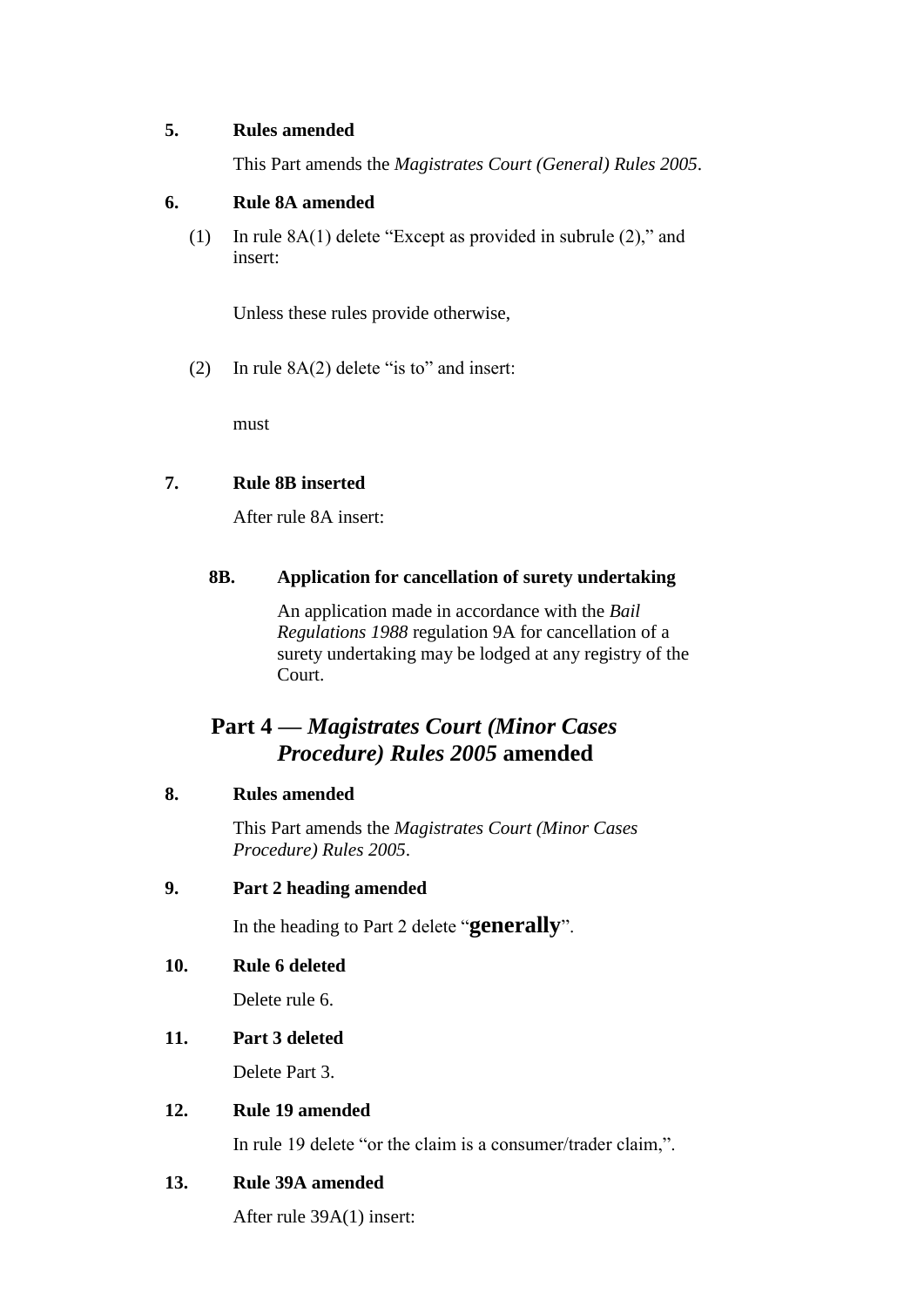**5. Rules amended**

This Part amends the *Magistrates Court (General) Rules 2005*.

**6. Rule 8A amended**

(1) In rule 8A(1) delete "Except as provided in subrule (2)," and insert:

Unless these rules provide otherwise,

(2) In rule 8A(2) delete "is to" and insert:

must

**7. Rule 8B inserted**

After rule 8A insert:

**8B. Application for cancellation of surety undertaking**

An application made in accordance with the *Bail Regulations 1988* regulation 9A for cancellation of a surety undertaking may be lodged at any registry of the Court.

## Part 4 — *Magistrates Court (Minor Cases Procedure) Rules 2005* amended

**8. Rules amended**

This Part amends the *Magistrates Court (Minor Cases Procedure) Rules 2005*.

**9. Part 2 heading amended**

In the heading to Part 2 delete "**generally**".

**10. Rule 6 deleted**

Delete rule 6.

**11. Part 3 deleted**

Delete Part 3.

**12. Rule 19 amended**

In rule 19 delete "or the claim is a consumer/trader claim,".

**13. Rule 39A amended**

After rule 39A(1) insert: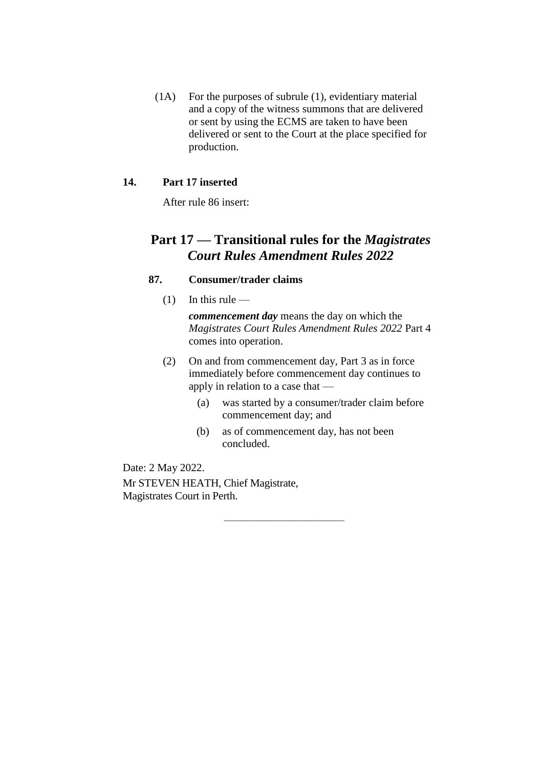(1A) For the purposes of subrule (1), evidentiary material and a copy of the witness summons that are delivered or sent by using the ECMS are taken to have been delivered or sent to the Court at the place specified for production.

### 14. Part 17 inserted

After rule 86 insert:

## Part 17 — Transitional rules for the *Magistrates Court Rules Amendment Rules 2022*

### 87. Consumer/trader claims

(1) In this rule —

***commencement day*** means the day on which the *Magistrates Court Rules Amendment Rules 2022* Part 4 comes into operation.

(2) On and from commencement day, Part 3 as in force immediately before commencement day continues to apply in relation to a case that —

- (a) was started by a consumer/trader claim before commencement day; and
- (b) as of commencement day, has not been concluded.

Date: 2 May 2022.

Mr STEVEN HEATH, Chief Magistrate,
Magistrates Court in Perth.

---